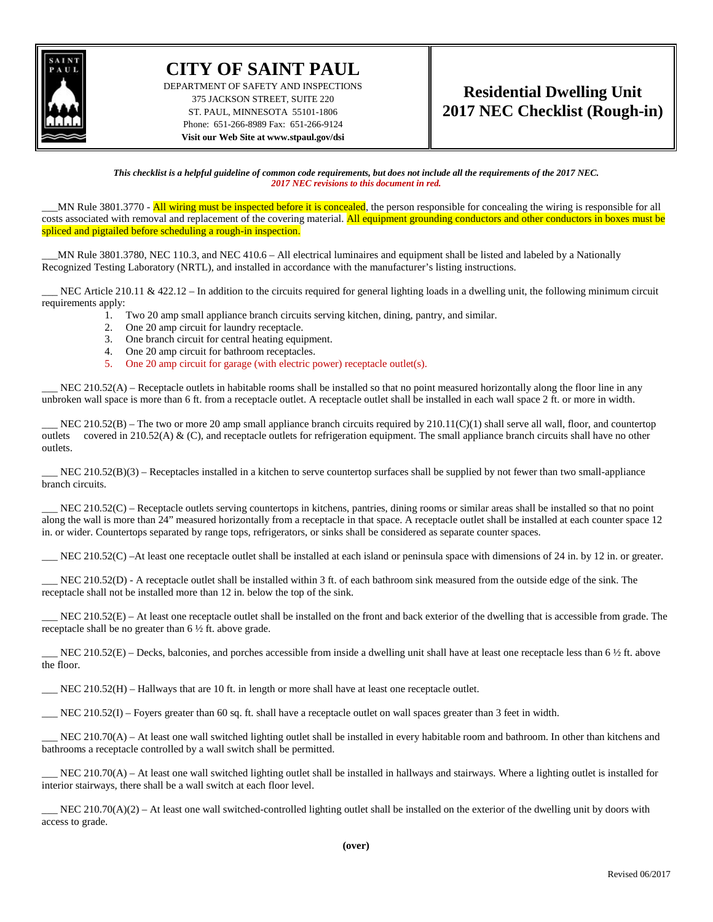# CITY OF SAINT PAUL

DEPARTMENT OF SAFETY AND INSPECTIONS
375 JACKSON STREET, SUITE 220
ST. PAUL, MINNESOTA 55101-1806
Phone: 651-266-8989 Fax: 651-266-9124
**Visit our Web Site at www.stpaul.gov/dsi**

## Residential Dwelling Unit 2017 NEC Checklist (Rough-in)

***This checklist is a helpful guideline of common code requirements, but does not include all the requirements of the 2017 NEC.***
***2017 NEC revisions to this document in red.***

___MN Rule 3801.3770 - All wiring must be inspected before it is concealed, the person responsible for concealing the wiring is responsible for all costs associated with removal and replacement of the covering material. All equipment grounding conductors and other conductors in boxes must be spliced and pigtailed before scheduling a rough-in inspection.

___MN Rule 3801.3780, NEC 110.3, and NEC 410.6 – All electrical luminaires and equipment shall be listed and labeled by a Nationally Recognized Testing Laboratory (NRTL), and installed in accordance with the manufacturer's listing instructions.

___ NEC Article 210.11 & 422.12 – In addition to the circuits required for general lighting loads in a dwelling unit, the following minimum circuit requirements apply:

1. Two 20 amp small appliance branch circuits serving kitchen, dining, pantry, and similar.
2. One 20 amp circuit for laundry receptacle.
3. One branch circuit for central heating equipment.
4. One 20 amp circuit for bathroom receptacles.
5. One 20 amp circuit for garage (with electric power) receptacle outlet(s).

___ NEC 210.52(A) – Receptacle outlets in habitable rooms shall be installed so that no point measured horizontally along the floor line in any unbroken wall space is more than 6 ft. from a receptacle outlet. A receptacle outlet shall be installed in each wall space 2 ft. or more in width.

___ NEC 210.52(B) – The two or more 20 amp small appliance branch circuits required by 210.11(C)(1) shall serve all wall, floor, and countertop outlets covered in 210.52(A) & (C), and receptacle outlets for refrigeration equipment. The small appliance branch circuits shall have no other outlets.

___ NEC 210.52(B)(3) – Receptacles installed in a kitchen to serve countertop surfaces shall be supplied by not fewer than two small-appliance branch circuits.

___ NEC 210.52(C) – Receptacle outlets serving countertops in kitchens, pantries, dining rooms or similar areas shall be installed so that no point along the wall is more than 24" measured horizontally from a receptacle in that space. A receptacle outlet shall be installed at each counter space 12 in. or wider. Countertops separated by range tops, refrigerators, or sinks shall be considered as separate counter spaces.

___ NEC 210.52(C) –At least one receptacle outlet shall be installed at each island or peninsula space with dimensions of 24 in. by 12 in. or greater.

___ NEC 210.52(D) - A receptacle outlet shall be installed within 3 ft. of each bathroom sink measured from the outside edge of the sink. The receptacle shall not be installed more than 12 in. below the top of the sink.

___ NEC 210.52(E) – At least one receptacle outlet shall be installed on the front and back exterior of the dwelling that is accessible from grade. The receptacle shall be no greater than 6 ½ ft. above grade.

___ NEC 210.52(E) – Decks, balconies, and porches accessible from inside a dwelling unit shall have at least one receptacle less than 6 ½ ft. above the floor.

___ NEC 210.52(H) – Hallways that are 10 ft. in length or more shall have at least one receptacle outlet.

___ NEC 210.52(I) – Foyers greater than 60 sq. ft. shall have a receptacle outlet on wall spaces greater than 3 feet in width.

___ NEC 210.70(A) – At least one wall switched lighting outlet shall be installed in every habitable room and bathroom. In other than kitchens and bathrooms a receptacle controlled by a wall switch shall be permitted.

___ NEC 210.70(A) – At least one wall switched lighting outlet shall be installed in hallways and stairways. Where a lighting outlet is installed for interior stairways, there shall be a wall switch at each floor level.

___ NEC 210.70(A)(2) – At least one wall switched-controlled lighting outlet shall be installed on the exterior of the dwelling unit by doors with access to grade.

**(over)**

Revised 06/2017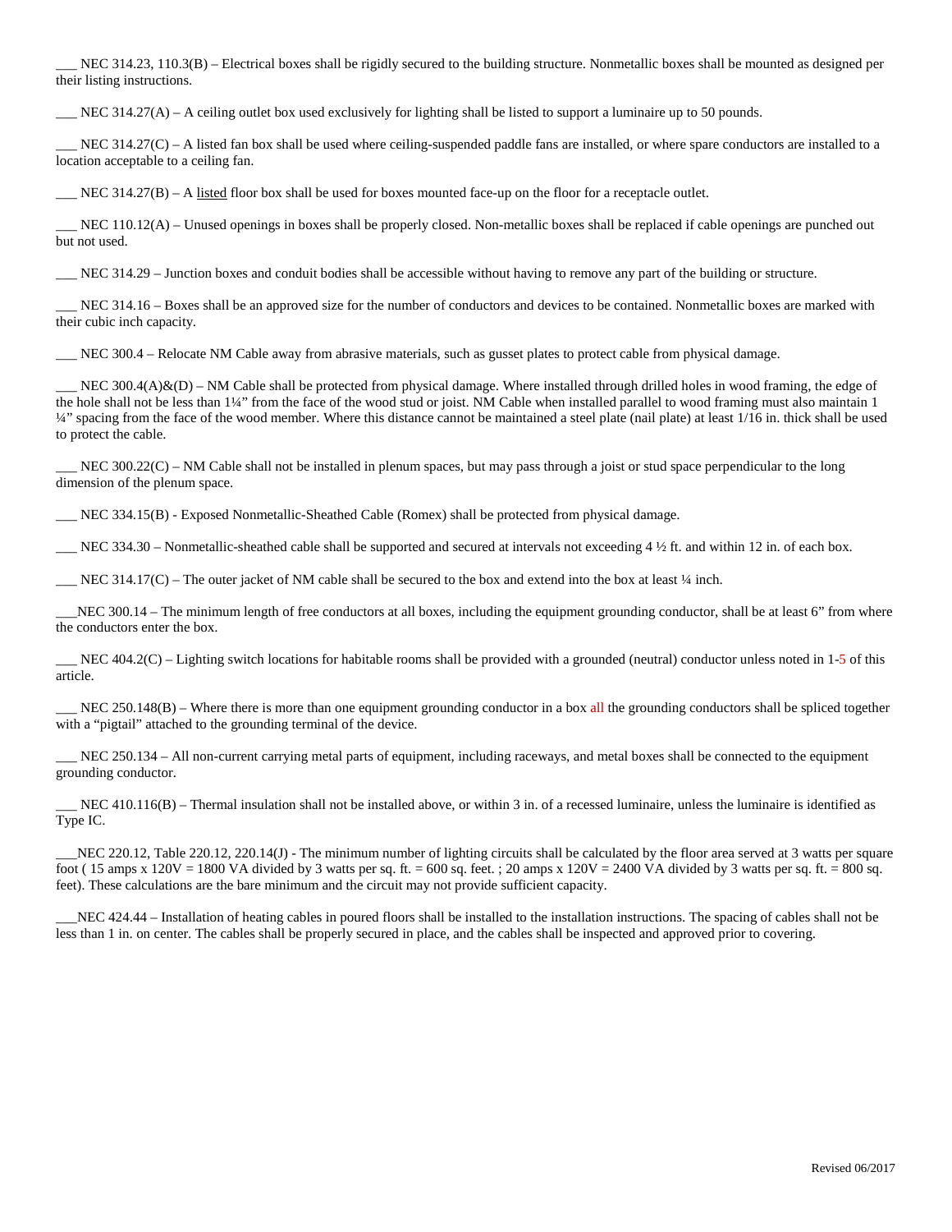___ NEC 314.23, 110.3(B) – Electrical boxes shall be rigidly secured to the building structure. Nonmetallic boxes shall be mounted as designed per their listing instructions.

___ NEC 314.27(A) – A ceiling outlet box used exclusively for lighting shall be listed to support a luminaire up to 50 pounds.

___ NEC 314.27(C) – A listed fan box shall be used where ceiling-suspended paddle fans are installed, or where spare conductors are installed to a location acceptable to a ceiling fan.

___ NEC 314.27(B) – A listed floor box shall be used for boxes mounted face-up on the floor for a receptacle outlet.

___ NEC 110.12(A) – Unused openings in boxes shall be properly closed. Non-metallic boxes shall be replaced if cable openings are punched out but not used.

___ NEC 314.29 – Junction boxes and conduit bodies shall be accessible without having to remove any part of the building or structure.

___ NEC 314.16 – Boxes shall be an approved size for the number of conductors and devices to be contained. Nonmetallic boxes are marked with their cubic inch capacity.

___ NEC 300.4 – Relocate NM Cable away from abrasive materials, such as gusset plates to protect cable from physical damage.

___ NEC 300.4(A)&(D) – NM Cable shall be protected from physical damage. Where installed through drilled holes in wood framing, the edge of the hole shall not be less than 1¼" from the face of the wood stud or joist. NM Cable when installed parallel to wood framing must also maintain 1 ¼" spacing from the face of the wood member. Where this distance cannot be maintained a steel plate (nail plate) at least 1/16 in. thick shall be used to protect the cable.

___ NEC 300.22(C) – NM Cable shall not be installed in plenum spaces, but may pass through a joist or stud space perpendicular to the long dimension of the plenum space.

___ NEC 334.15(B) - Exposed Nonmetallic-Sheathed Cable (Romex) shall be protected from physical damage.

___ NEC 334.30 – Nonmetallic-sheathed cable shall be supported and secured at intervals not exceeding 4 ½ ft. and within 12 in. of each box.

___ NEC 314.17(C) – The outer jacket of NM cable shall be secured to the box and extend into the box at least ¼ inch.

___NEC 300.14 – The minimum length of free conductors at all boxes, including the equipment grounding conductor, shall be at least 6" from where the conductors enter the box.

___ NEC 404.2(C) – Lighting switch locations for habitable rooms shall be provided with a grounded (neutral) conductor unless noted in 1-5 of this article.

___ NEC 250.148(B) – Where there is more than one equipment grounding conductor in a box all the grounding conductors shall be spliced together with a "pigtail" attached to the grounding terminal of the device.

___ NEC 250.134 – All non-current carrying metal parts of equipment, including raceways, and metal boxes shall be connected to the equipment grounding conductor.

___ NEC 410.116(B) – Thermal insulation shall not be installed above, or within 3 in. of a recessed luminaire, unless the luminaire is identified as Type IC.

___NEC 220.12, Table 220.12, 220.14(J) - The minimum number of lighting circuits shall be calculated by the floor area served at 3 watts per square foot ( 15 amps x 120V = 1800 VA divided by 3 watts per sq. ft. = 600 sq. feet. ; 20 amps x 120V = 2400 VA divided by 3 watts per sq. ft. = 800 sq. feet). These calculations are the bare minimum and the circuit may not provide sufficient capacity.

___NEC 424.44 – Installation of heating cables in poured floors shall be installed to the installation instructions. The spacing of cables shall not be less than 1 in. on center. The cables shall be properly secured in place, and the cables shall be inspected and approved prior to covering.

Revised 06/2017